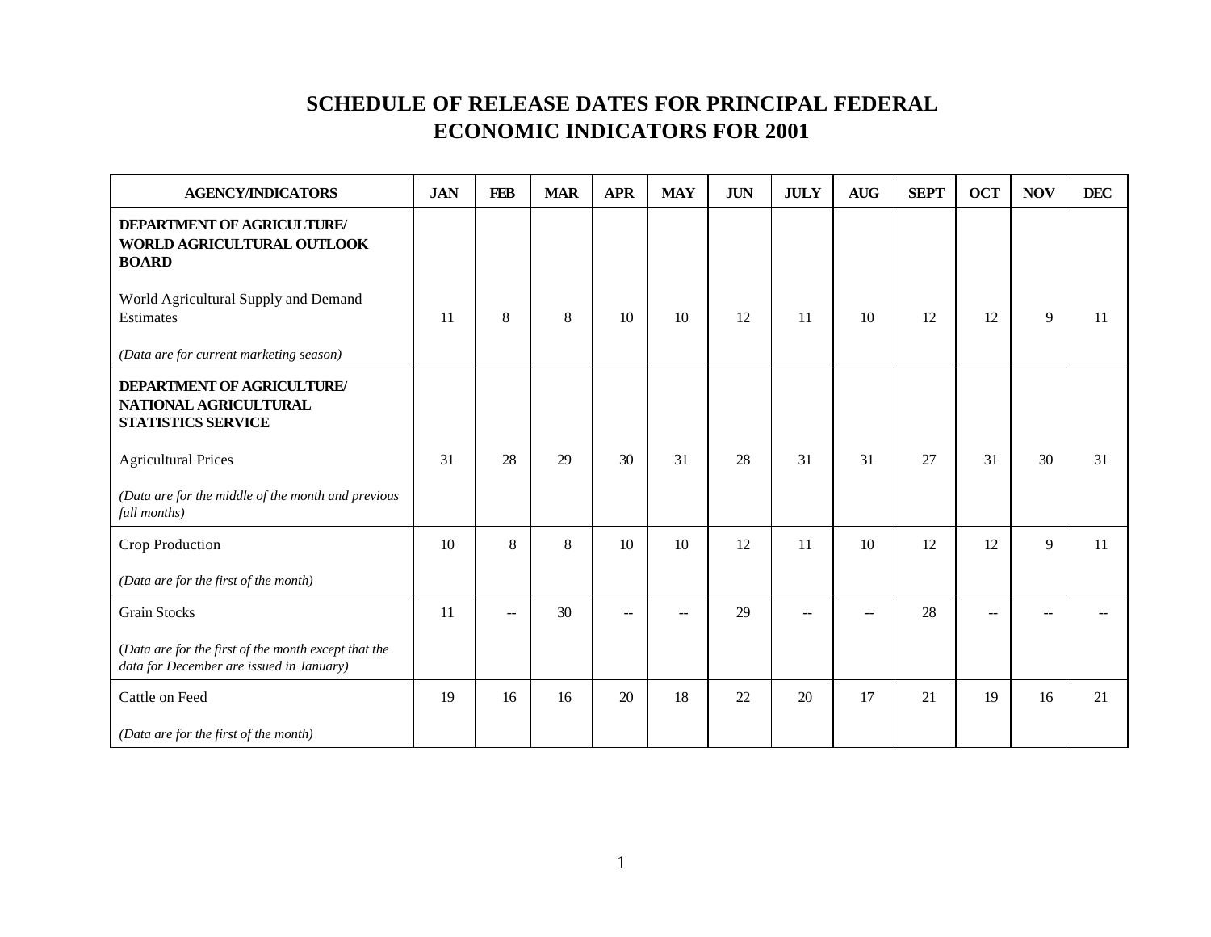# SCHEDULE OF RELEASE DATES FOR PRINCIPAL FEDERAL ECONOMIC INDICATORS FOR 2001

| AGENCY/INDICATORS | JAN | FEB | MAR | APR | MAY | JUN | JULY | AUG | SEPT | OCT | NOV | DEC |
|---|---|---|---|---|---|---|---|---|---|---|---|---|
| **DEPARTMENT OF AGRICULTURE/ WORLD AGRICULTURAL OUTLOOK BOARD** | | | | | | | | | | | | |
| World Agricultural Supply and Demand Estimates | 11 | 8 | 8 | 10 | 10 | 12 | 11 | 10 | 12 | 12 | 9 | 11 |
| *(Data are for current marketing season)* | | | | | | | | | | | | |
| **DEPARTMENT OF AGRICULTURE/ NATIONAL AGRICULTURAL STATISTICS SERVICE** | | | | | | | | | | | | |
| Agricultural Prices | 31 | 28 | 29 | 30 | 31 | 28 | 31 | 31 | 27 | 31 | 30 | 31 |
| *(Data are for the middle of the month and previous full months)* | | | | | | | | | | | | |
| Crop Production | 10 | 8 | 8 | 10 | 10 | 12 | 11 | 10 | 12 | 12 | 9 | 11 |
| *(Data are for the first of the month)* | | | | | | | | | | | | |
| Grain Stocks | 11 | -- | 30 | -- | -- | 29 | -- | -- | 28 | -- | -- | -- |
| (*Data are for the first of the month except that the data for December are issued in January)* | | | | | | | | | | | | |
| Cattle on Feed | 19 | 16 | 16 | 20 | 18 | 22 | 20 | 17 | 21 | 19 | 16 | 21 |
| *(Data are for the first of the month)* | | | | | | | | | | | | |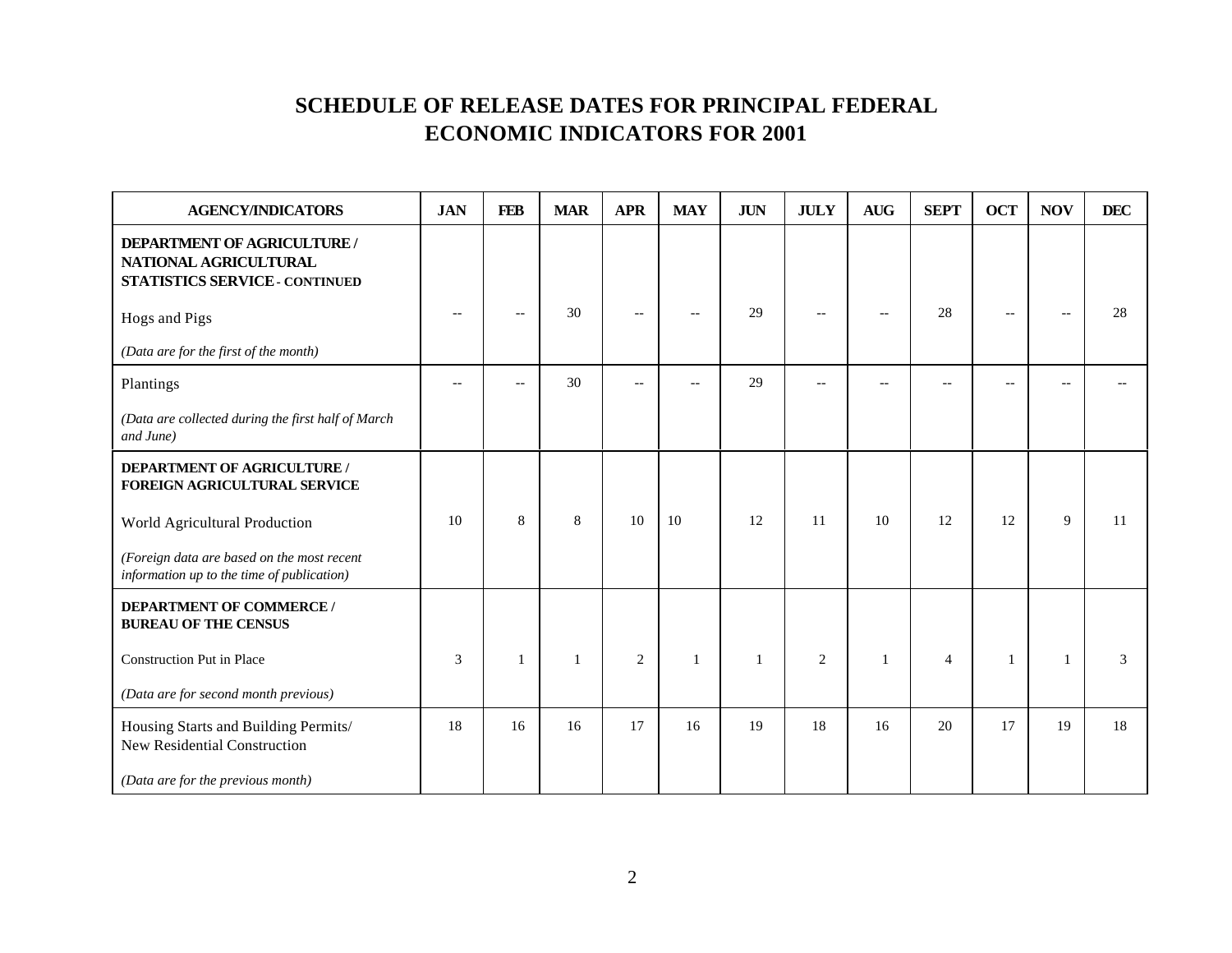# SCHEDULE OF RELEASE DATES FOR PRINCIPAL FEDERAL ECONOMIC INDICATORS FOR 2001

| AGENCY/INDICATORS | JAN | FEB | MAR | APR | MAY | JUN | JULY | AUG | SEPT | OCT | NOV | DEC |
|---|---|---|---|---|---|---|---|---|---|---|---|---|
| **DEPARTMENT OF AGRICULTURE / NATIONAL AGRICULTURAL STATISTICS SERVICE - CONTINUED** | | | | | | | | | | | | |
| Hogs and Pigs *(Data are for the first of the month)* | -- | -- | 30 | -- | -- | 29 | -- | -- | 28 | -- | -- | 28 |
| Plantings *(Data are collected during the first half of March and June)* | -- | -- | 30 | -- | -- | 29 | -- | -- | -- | -- | -- | -- |
| **DEPARTMENT OF AGRICULTURE / FOREIGN AGRICULTURAL SERVICE** | | | | | | | | | | | | |
| World Agricultural Production *(Foreign data are based on the most recent information up to the time of publication)* | 10 | 8 | 8 | 10 | 10 | 12 | 11 | 10 | 12 | 12 | 9 | 11 |
| **DEPARTMENT OF COMMERCE / BUREAU OF THE CENSUS** | | | | | | | | | | | | |
| Construction Put in Place *(Data are for second month previous)* | 3 | 1 | 1 | 2 | 1 | 1 | 2 | 1 | 4 | 1 | 1 | 3 |
| Housing Starts and Building Permits/ New Residential Construction *(Data are for the previous month)* | 18 | 16 | 16 | 17 | 16 | 19 | 18 | 16 | 20 | 17 | 19 | 18 |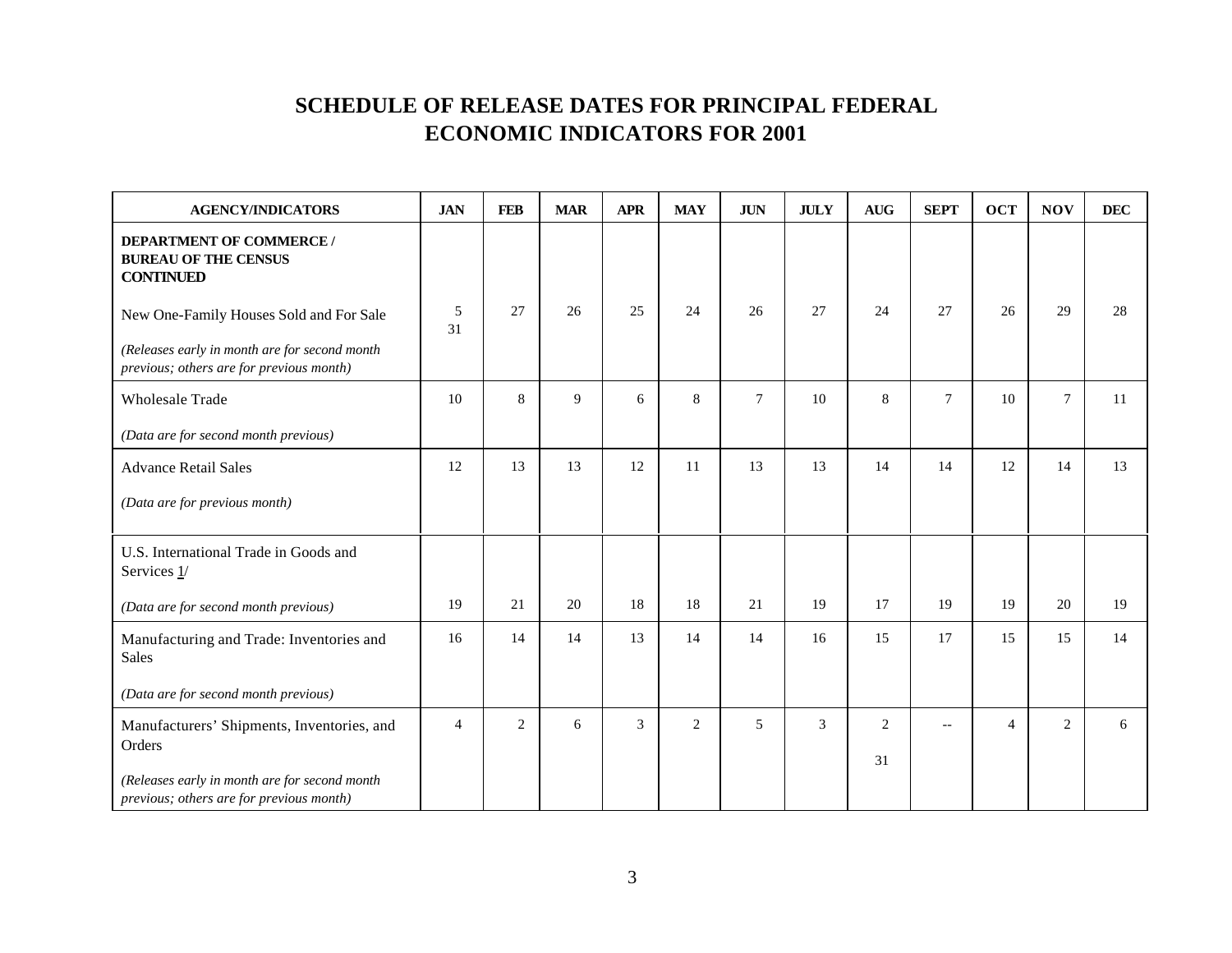# SCHEDULE OF RELEASE DATES FOR PRINCIPAL FEDERAL ECONOMIC INDICATORS FOR 2001

| AGENCY/INDICATORS | JAN | FEB | MAR | APR | MAY | JUN | JULY | AUG | SEPT | OCT | NOV | DEC |
|---|---|---|---|---|---|---|---|---|---|---|---|---|
| **DEPARTMENT OF COMMERCE / BUREAU OF THE CENSUS CONTINUED** | | | | | | | | | | | | |
| New One-Family Houses Sold and For Sale<br>*(Releases early in month are for second month previous; others are for previous month)* | 5<br>31 | 27 | 26 | 25 | 24 | 26 | 27 | 24 | 27 | 26 | 29 | 28 |
| Wholesale Trade<br>*(Data are for second month previous)* | 10 | 8 | 9 | 6 | 8 | 7 | 10 | 8 | 7 | 10 | 7 | 11 |
| Advance Retail Sales<br>*(Data are for previous month)* | 12 | 13 | 13 | 12 | 11 | 13 | 13 | 14 | 14 | 12 | 14 | 13 |
| U.S. International Trade in Goods and Services 1/<br>*(Data are for second month previous)* | 19 | 21 | 20 | 18 | 18 | 21 | 19 | 17 | 19 | 19 | 20 | 19 |
| Manufacturing and Trade: Inventories and Sales<br>*(Data are for second month previous)* | 16 | 14 | 14 | 13 | 14 | 14 | 16 | 15 | 17 | 15 | 15 | 14 |
| Manufacturers' Shipments, Inventories, and Orders<br>*(Releases early in month are for second month previous; others are for previous month)* | 4 | 2 | 6 | 3 | 2 | 5 | 3 | 2<br>31 | -- | 4 | 2 | 6 |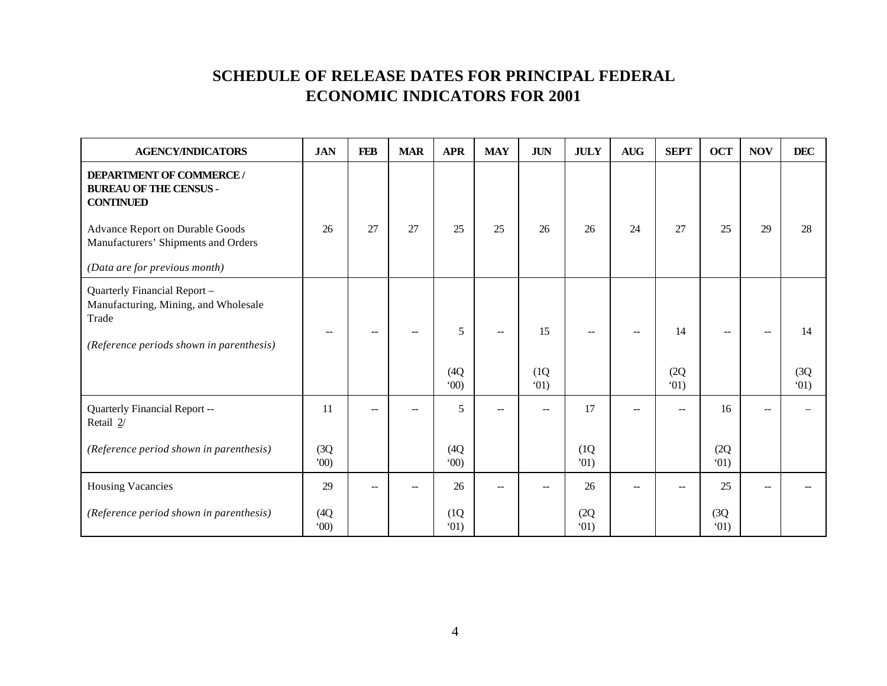# SCHEDULE OF RELEASE DATES FOR PRINCIPAL FEDERAL ECONOMIC INDICATORS FOR 2001

| AGENCY/INDICATORS | JAN | FEB | MAR | APR | MAY | JUN | JULY | AUG | SEPT | OCT | NOV | DEC |
|---|---|---|---|---|---|---|---|---|---|---|---|---|
| **DEPARTMENT OF COMMERCE / BUREAU OF THE CENSUS - CONTINUED** | | | | | | | | | | | | |
| Advance Report on Durable Goods Manufacturers' Shipments and Orders | 26 | 27 | 27 | 25 | 25 | 26 | 26 | 24 | 27 | 25 | 29 | 28 |
| *(Data are for previous month)* | | | | | | | | | | | | |
| Quarterly Financial Report – Manufacturing, Mining, and Wholesale Trade | -- | -- | -- | 5 | -- | 15 | -- | -- | 14 | -- | -- | 14 |
| *(Reference periods shown in parenthesis)* | | | | (4Q '00) | | (1Q '01) | | | (2Q '01) | | | (3Q '01) |
| Quarterly Financial Report -- Retail 2/ | 11 | -- | -- | 5 | -- | -- | 17 | -- | -- | 16 | -- | – |
| *(Reference period shown in parenthesis)* | (3Q '00) | | | (4Q '00) | | | (1Q '01) | | | (2Q '01) | | |
| Housing Vacancies | 29 | -- | -- | 26 | -- | -- | 26 | -- | -- | 25 | -- | -- |
| *(Reference period shown in parenthesis)* | (4Q '00) | | | (1Q '01) | | | (2Q '01) | | | (3Q '01) | | |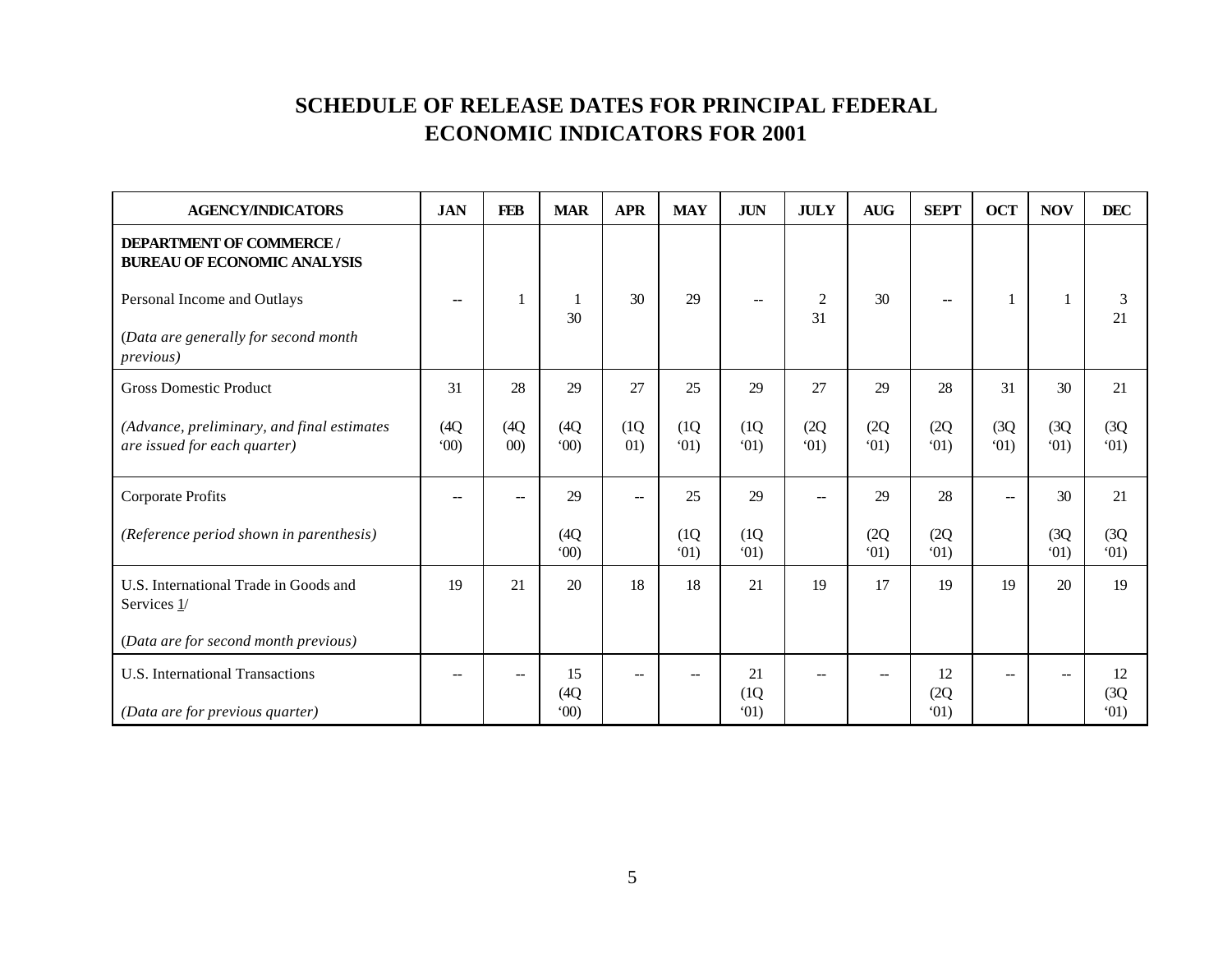# SCHEDULE OF RELEASE DATES FOR PRINCIPAL FEDERAL ECONOMIC INDICATORS FOR 2001

| AGENCY/INDICATORS | JAN | FEB | MAR | APR | MAY | JUN | JULY | AUG | SEPT | OCT | NOV | DEC |
|---|---|---|---|---|---|---|---|---|---|---|---|---|
| **DEPARTMENT OF COMMERCE / BUREAU OF ECONOMIC ANALYSIS** | | | | | | | | | | | | |
| Personal Income and Outlays<br>(*Data are generally for second month previous)* | -- | 1 | 1<br>30 | 30 | 29 | -- | 2<br>31 | 30 | -- | 1 | 1 | 3<br>21 |
| Gross Domestic Product<br>*(Advance, preliminary, and final estimates are issued for each quarter)* | 31<br>(4Q '00) | 28<br>(4Q 00) | 29<br>(4Q '00) | 27<br>(1Q 01) | 25<br>(1Q '01) | 29<br>(1Q '01) | 27<br>(2Q '01) | 29<br>(2Q '01) | 28<br>(2Q '01) | 31<br>(3Q '01) | 30<br>(3Q '01) | 21<br>(3Q '01) |
| Corporate Profits<br>*(Reference period shown in parenthesis)* | -- | -- | 29<br>(4Q '00) | -- | 25<br>(1Q '01) | 29<br>(1Q '01) | -- | 29<br>(2Q '01) | 28<br>(2Q '01) | -- | 30<br>(3Q '01) | 21<br>(3Q '01) |
| U.S. International Trade in Goods and Services 1/<br>(*Data are for second month previous)* | 19 | 21 | 20 | 18 | 18 | 21 | 19 | 17 | 19 | 19 | 20 | 19 |
| U.S. International Transactions<br>*(Data are for previous quarter)* | -- | -- | 15<br>(4Q '00) | -- | -- | 21<br>(1Q '01) | -- | -- | 12<br>(2Q '01) | -- | -- | 12<br>(3Q '01) |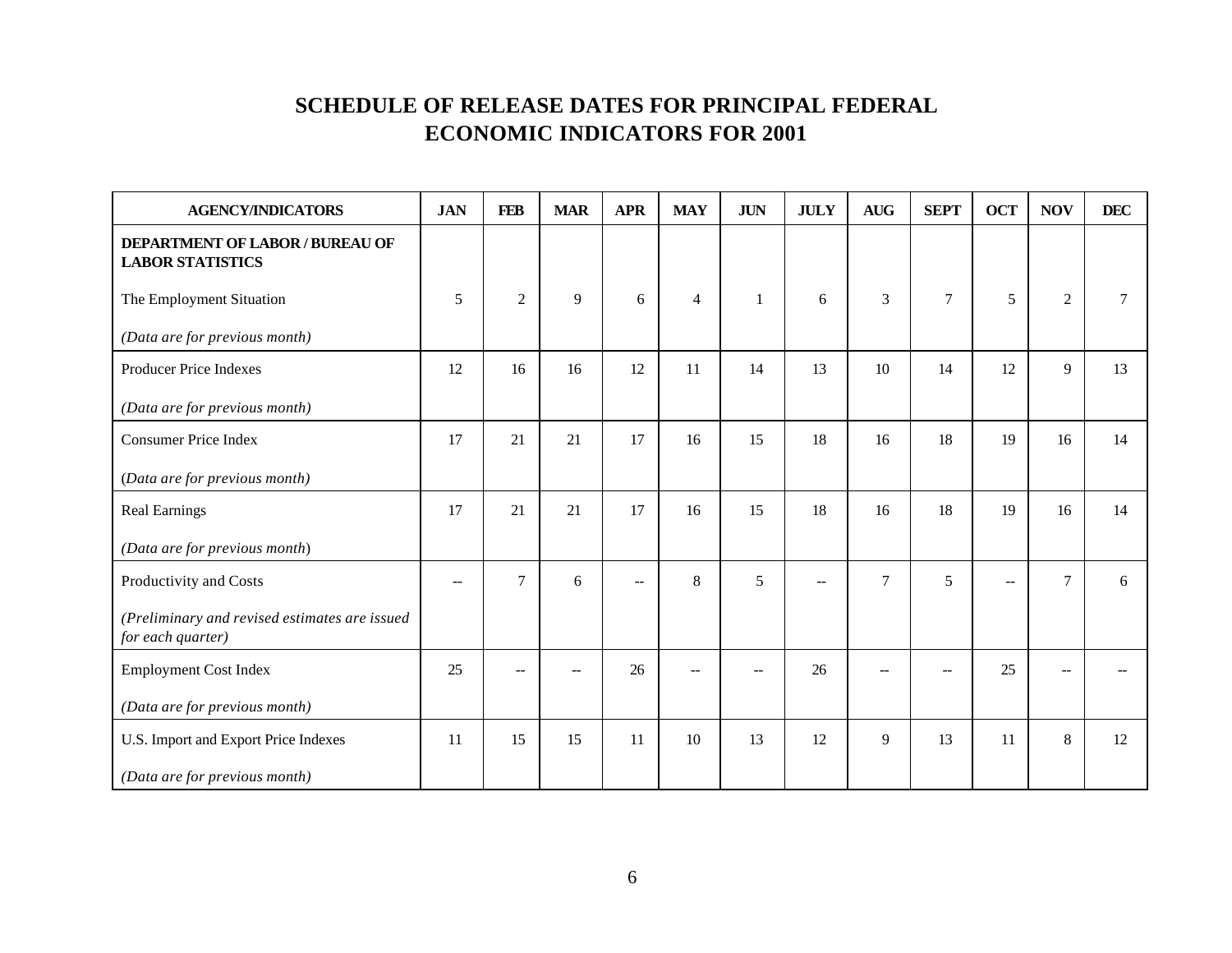# SCHEDULE OF RELEASE DATES FOR PRINCIPAL FEDERAL ECONOMIC INDICATORS FOR 2001

| AGENCY/INDICATORS | JAN | FEB | MAR | APR | MAY | JUN | JULY | AUG | SEPT | OCT | NOV | DEC |
|---|---|---|---|---|---|---|---|---|---|---|---|---|
| **DEPARTMENT OF LABOR / BUREAU OF LABOR STATISTICS** | | | | | | | | | | | | |
| The Employment Situation<br>*(Data are for previous month)* | 5 | 2 | 9 | 6 | 4 | 1 | 6 | 3 | 7 | 5 | 2 | 7 |
| Producer Price Indexes<br>*(Data are for previous month)* | 12 | 16 | 16 | 12 | 11 | 14 | 13 | 10 | 14 | 12 | 9 | 13 |
| Consumer Price Index<br>*(Data are for previous month)* | 17 | 21 | 21 | 17 | 16 | 15 | 18 | 16 | 18 | 19 | 16 | 14 |
| Real Earnings<br>*(Data are for previous month)* | 17 | 21 | 21 | 17 | 16 | 15 | 18 | 16 | 18 | 19 | 16 | 14 |
| Productivity and Costs<br>*(Preliminary and revised estimates are issued for each quarter)* | -- | 7 | 6 | -- | 8 | 5 | -- | 7 | 5 | -- | 7 | 6 |
| Employment Cost Index<br>*(Data are for previous month)* | 25 | -- | -- | 26 | -- | -- | 26 | -- | -- | 25 | -- | -- |
| U.S. Import and Export Price Indexes<br>*(Data are for previous month)* | 11 | 15 | 15 | 11 | 10 | 13 | 12 | 9 | 13 | 11 | 8 | 12 |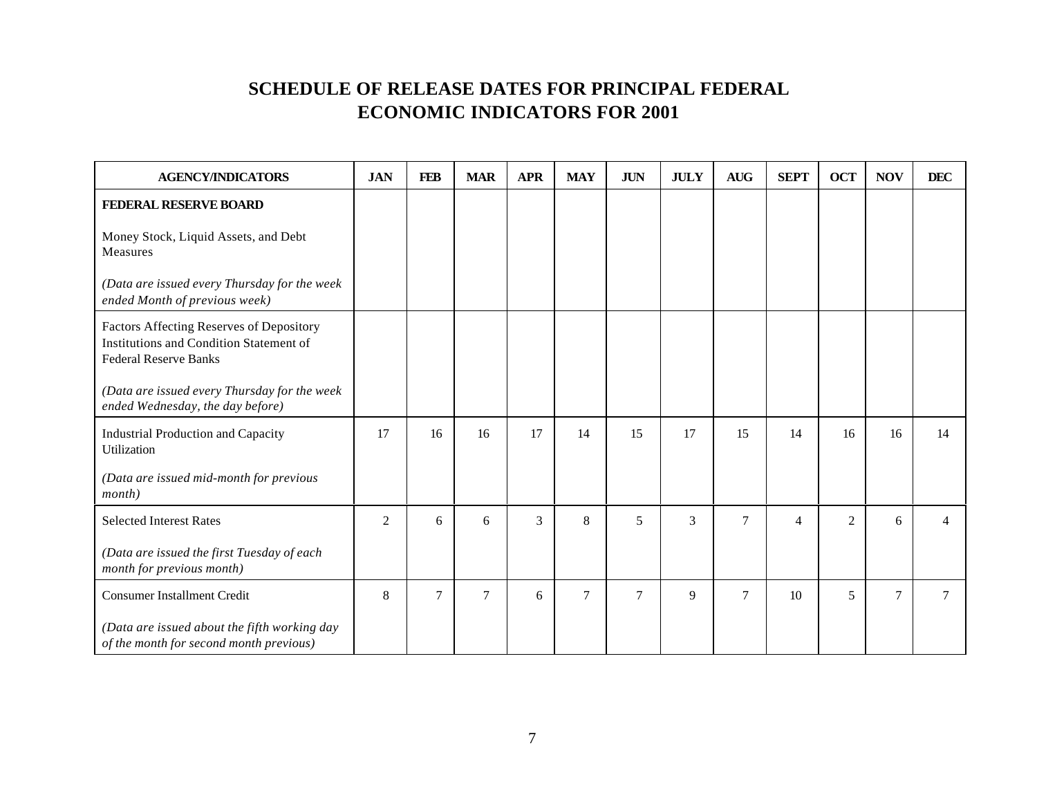# SCHEDULE OF RELEASE DATES FOR PRINCIPAL FEDERAL ECONOMIC INDICATORS FOR 2001

| AGENCY/INDICATORS | JAN | FEB | MAR | APR | MAY | JUN | JULY | AUG | SEPT | OCT | NOV | DEC |
|---|---|---|---|---|---|---|---|---|---|---|---|---|
| **FEDERAL RESERVE BOARD**<br><br>Money Stock, Liquid Assets, and Debt Measures<br><br>*(Data are issued every Thursday for the week ended Month of previous week)* | | | | | | | | | | | | |
| Factors Affecting Reserves of Depository Institutions and Condition Statement of Federal Reserve Banks<br><br>*(Data are issued every Thursday for the week ended Wednesday, the day before)* | | | | | | | | | | | | |
| Industrial Production and Capacity Utilization<br><br>*(Data are issued mid-month for previous month)* | 17 | 16 | 16 | 17 | 14 | 15 | 17 | 15 | 14 | 16 | 16 | 14 |
| Selected Interest Rates<br><br>*(Data are issued the first Tuesday of each month for previous month)* | 2 | 6 | 6 | 3 | 8 | 5 | 3 | 7 | 4 | 2 | 6 | 4 |
| Consumer Installment Credit<br><br>*(Data are issued about the fifth working day of the month for second month previous)* | 8 | 7 | 7 | 6 | 7 | 7 | 9 | 7 | 10 | 5 | 7 | 7 |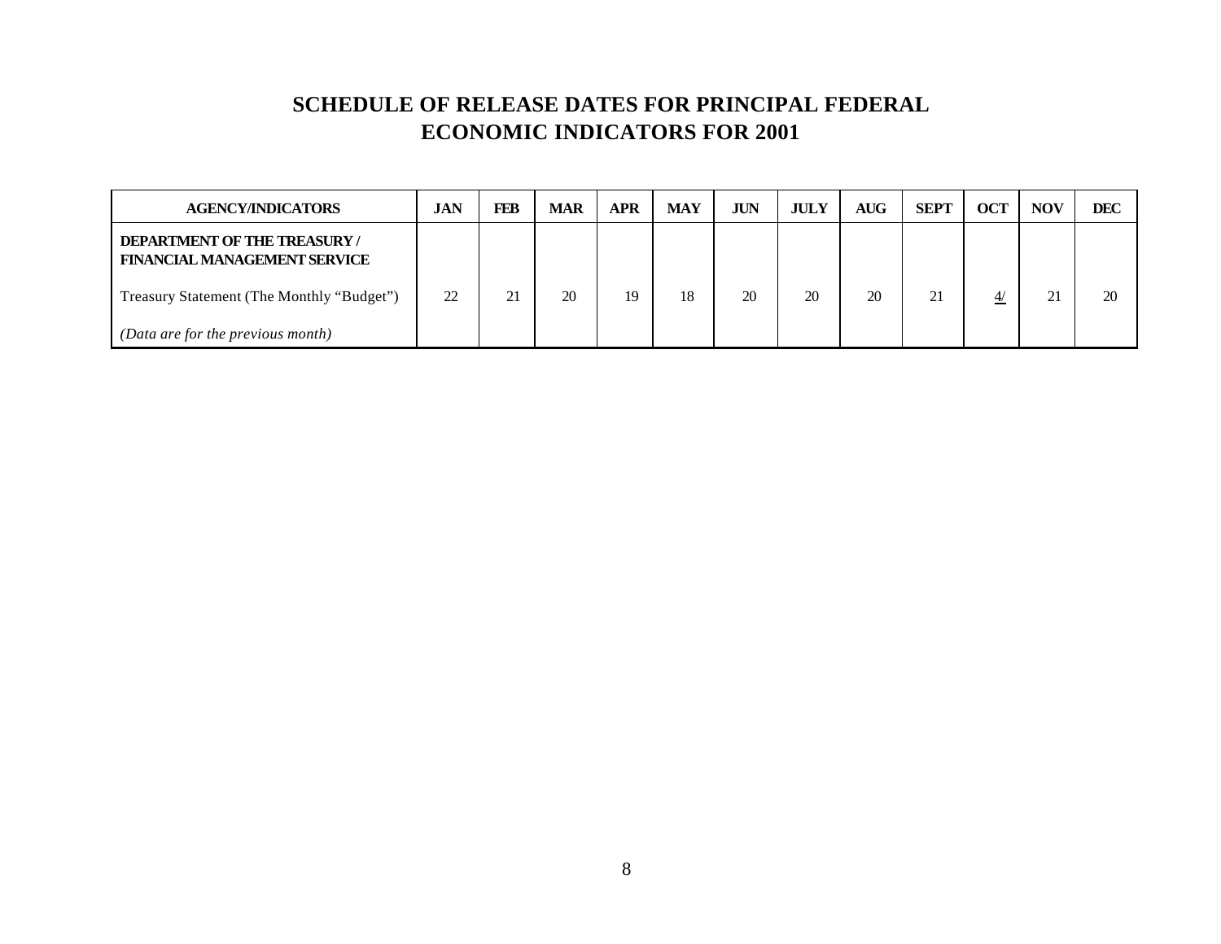# SCHEDULE OF RELEASE DATES FOR PRINCIPAL FEDERAL ECONOMIC INDICATORS FOR 2001

| AGENCY/INDICATORS | JAN | FEB | MAR | APR | MAY | JUN | JULY | AUG | SEPT | OCT | NOV | DEC |
|---|---|---|---|---|---|---|---|---|---|---|---|---|
| **DEPARTMENT OF THE TREASURY / FINANCIAL MANAGEMENT SERVICE** | | | | | | | | | | | | |
| Treasury Statement (The Monthly "Budget") | 22 | 21 | 20 | 19 | 18 | 20 | 20 | 20 | 21 | 4/ | 21 | 20 |
| *(Data are for the previous month)* | | | | | | | | | | | | |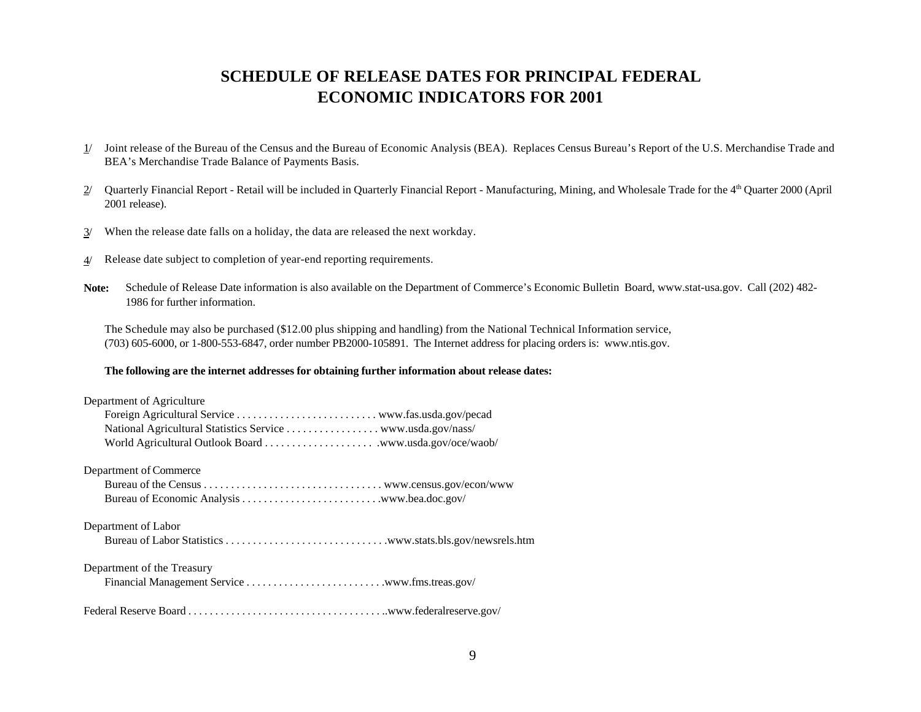# SCHEDULE OF RELEASE DATES FOR PRINCIPAL FEDERAL ECONOMIC INDICATORS FOR 2001

1/ Joint release of the Bureau of the Census and the Bureau of Economic Analysis (BEA). Replaces Census Bureau's Report of the U.S. Merchandise Trade and BEA's Merchandise Trade Balance of Payments Basis.

2/ Quarterly Financial Report - Retail will be included in Quarterly Financial Report - Manufacturing, Mining, and Wholesale Trade for the 4th Quarter 2000 (April 2001 release).

3/ When the release date falls on a holiday, the data are released the next workday.

4/ Release date subject to completion of year-end reporting requirements.

**Note:** Schedule of Release Date information is also available on the Department of Commerce's Economic Bulletin Board, www.stat-usa.gov. Call (202) 482-1986 for further information.

The Schedule may also be purchased ($12.00 plus shipping and handling) from the National Technical Information service, (703) 605-6000, or 1-800-553-6847, order number PB2000-105891. The Internet address for placing orders is: www.ntis.gov.

**The following are the internet addresses for obtaining further information about release dates:**

Department of Agriculture
- Foreign Agricultural Service . . . . . . . . . . . . . . . . . . . . . . . . . www.fas.usda.gov/pecad
- National Agricultural Statistics Service . . . . . . . . . . . . . . . . . www.usda.gov/nass/
- World Agricultural Outlook Board . . . . . . . . . . . . . . . . . . . . .www.usda.gov/oce/waob/

Department of Commerce
- Bureau of the Census . . . . . . . . . . . . . . . . . . . . . . . . . . . . . . . . www.census.gov/econ/www
- Bureau of Economic Analysis . . . . . . . . . . . . . . . . . . . . . . . . .www.bea.doc.gov/

Department of Labor
- Bureau of Labor Statistics . . . . . . . . . . . . . . . . . . . . . . . . . . . . .www.stats.bls.gov/newsrels.htm

Department of the Treasury
- Financial Management Service . . . . . . . . . . . . . . . . . . . . . . . . .www.fms.treas.gov/

Federal Reserve Board . . . . . . . . . . . . . . . . . . . . . . . . . . . . . . . . . . . ..www.federalreserve.gov/